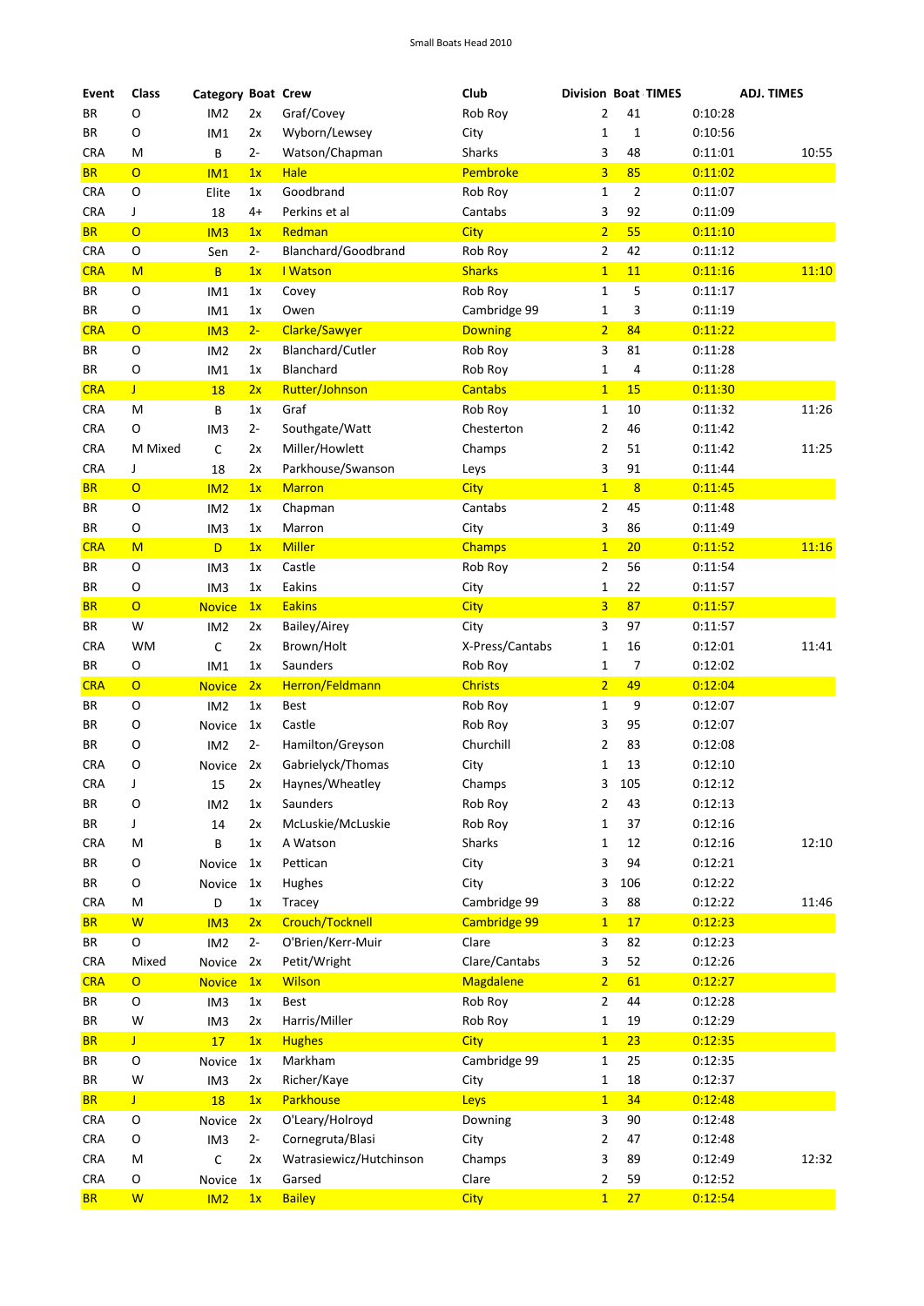Small Boats Head 2010

| Event | Class | Category | Boat | Crew | Club | Division | Boat | TIMES | ADJ. TIMES |
|---|---|---|---|---|---|---|---|---|---|
| BR | O | IM2 | 2x | Graf/Covey | Rob Roy | 2 | 41 | 0:10:28 | |
| BR | O | IM1 | 2x | Wyborn/Lewsey | City | 1 | 1 | 0:10:56 | |
| CRA | M | B | 2- | Watson/Chapman | Sharks | 3 | 48 | 0:11:01 | 10:55 |
| BR | O | IM1 | 1x | Hale | Pembroke | 3 | 85 | 0:11:02 | |
| CRA | O | Elite | 1x | Goodbrand | Rob Roy | 1 | 2 | 0:11:07 | |
| CRA | J | 18 | 4+ | Perkins et al | Cantabs | 3 | 92 | 0:11:09 | |
| BR | O | IM3 | 1x | Redman | City | 2 | 55 | 0:11:10 | |
| CRA | O | Sen | 2- | Blanchard/Goodbrand | Rob Roy | 2 | 42 | 0:11:12 | |
| CRA | M | B | 1x | I Watson | Sharks | 1 | 11 | 0:11:16 | 11:10 |
| BR | O | IM1 | 1x | Covey | Rob Roy | 1 | 5 | 0:11:17 | |
| BR | O | IM1 | 1x | Owen | Cambridge 99 | 1 | 3 | 0:11:19 | |
| CRA | O | IM3 | 2- | Clarke/Sawyer | Downing | 2 | 84 | 0:11:22 | |
| BR | O | IM2 | 2x | Blanchard/Cutler | Rob Roy | 3 | 81 | 0:11:28 | |
| BR | O | IM1 | 1x | Blanchard | Rob Roy | 1 | 4 | 0:11:28 | |
| CRA | J | 18 | 2x | Rutter/Johnson | Cantabs | 1 | 15 | 0:11:30 | |
| CRA | M | B | 1x | Graf | Rob Roy | 1 | 10 | 0:11:32 | 11:26 |
| CRA | O | IM3 | 2- | Southgate/Watt | Chesterton | 2 | 46 | 0:11:42 | |
| CRA | M Mixed | C | 2x | Miller/Howlett | Champs | 2 | 51 | 0:11:42 | 11:25 |
| CRA | J | 18 | 2x | Parkhouse/Swanson | Leys | 3 | 91 | 0:11:44 | |
| BR | O | IM2 | 1x | Marron | City | 1 | 8 | 0:11:45 | |
| BR | O | IM2 | 1x | Chapman | Cantabs | 2 | 45 | 0:11:48 | |
| BR | O | IM3 | 1x | Marron | City | 3 | 86 | 0:11:49 | |
| CRA | M | D | 1x | Miller | Champs | 1 | 20 | 0:11:52 | 11:16 |
| BR | O | IM3 | 1x | Castle | Rob Roy | 2 | 56 | 0:11:54 | |
| BR | O | IM3 | 1x | Eakins | City | 1 | 22 | 0:11:57 | |
| BR | O | Novice | 1x | Eakins | City | 3 | 87 | 0:11:57 | |
| BR | W | IM2 | 2x | Bailey/Airey | City | 3 | 97 | 0:11:57 | |
| CRA | WM | C | 2x | Brown/Holt | X-Press/Cantabs | 1 | 16 | 0:12:01 | 11:41 |
| BR | O | IM1 | 1x | Saunders | Rob Roy | 1 | 7 | 0:12:02 | |
| CRA | O | Novice | 2x | Herron/Feldmann | Christs | 2 | 49 | 0:12:04 | |
| BR | O | IM2 | 1x | Best | Rob Roy | 1 | 9 | 0:12:07 | |
| BR | O | Novice | 1x | Castle | Rob Roy | 3 | 95 | 0:12:07 | |
| BR | O | IM2 | 2- | Hamilton/Greyson | Churchill | 2 | 83 | 0:12:08 | |
| CRA | O | Novice | 2x | Gabrielyck/Thomas | City | 1 | 13 | 0:12:10 | |
| CRA | J | 15 | 2x | Haynes/Wheatley | Champs | 3 | 105 | 0:12:12 | |
| BR | O | IM2 | 1x | Saunders | Rob Roy | 2 | 43 | 0:12:13 | |
| BR | J | 14 | 2x | McLuskie/McLuskie | Rob Roy | 1 | 37 | 0:12:16 | |
| CRA | M | B | 1x | A Watson | Sharks | 1 | 12 | 0:12:16 | 12:10 |
| BR | O | Novice | 1x | Pettican | City | 3 | 94 | 0:12:21 | |
| BR | O | Novice | 1x | Hughes | City | 3 | 106 | 0:12:22 | |
| CRA | M | D | 1x | Tracey | Cambridge 99 | 3 | 88 | 0:12:22 | 11:46 |
| BR | W | IM3 | 2x | Crouch/Tocknell | Cambridge 99 | 1 | 17 | 0:12:23 | |
| BR | O | IM2 | 2- | O'Brien/Kerr-Muir | Clare | 3 | 82 | 0:12:23 | |
| CRA | Mixed | Novice | 2x | Petit/Wright | Clare/Cantabs | 3 | 52 | 0:12:26 | |
| CRA | O | Novice | 1x | Wilson | Magdalene | 2 | 61 | 0:12:27 | |
| BR | O | IM3 | 1x | Best | Rob Roy | 2 | 44 | 0:12:28 | |
| BR | W | IM3 | 2x | Harris/Miller | Rob Roy | 1 | 19 | 0:12:29 | |
| BR | J | 17 | 1x | Hughes | City | 1 | 23 | 0:12:35 | |
| BR | O | Novice | 1x | Markham | Cambridge 99 | 1 | 25 | 0:12:35 | |
| BR | W | IM3 | 2x | Richer/Kaye | City | 1 | 18 | 0:12:37 | |
| BR | J | 18 | 1x | Parkhouse | Leys | 1 | 34 | 0:12:48 | |
| CRA | O | Novice | 2x | O'Leary/Holroyd | Downing | 3 | 90 | 0:12:48 | |
| CRA | O | IM3 | 2- | Cornegruta/Blasi | City | 2 | 47 | 0:12:48 | |
| CRA | M | C | 2x | Watrasiewicz/Hutchinson | Champs | 3 | 89 | 0:12:49 | 12:32 |
| CRA | O | Novice | 1x | Garsed | Clare | 2 | 59 | 0:12:52 | |
| BR | W | IM2 | 1x | Bailey | City | 1 | 27 | 0:12:54 | |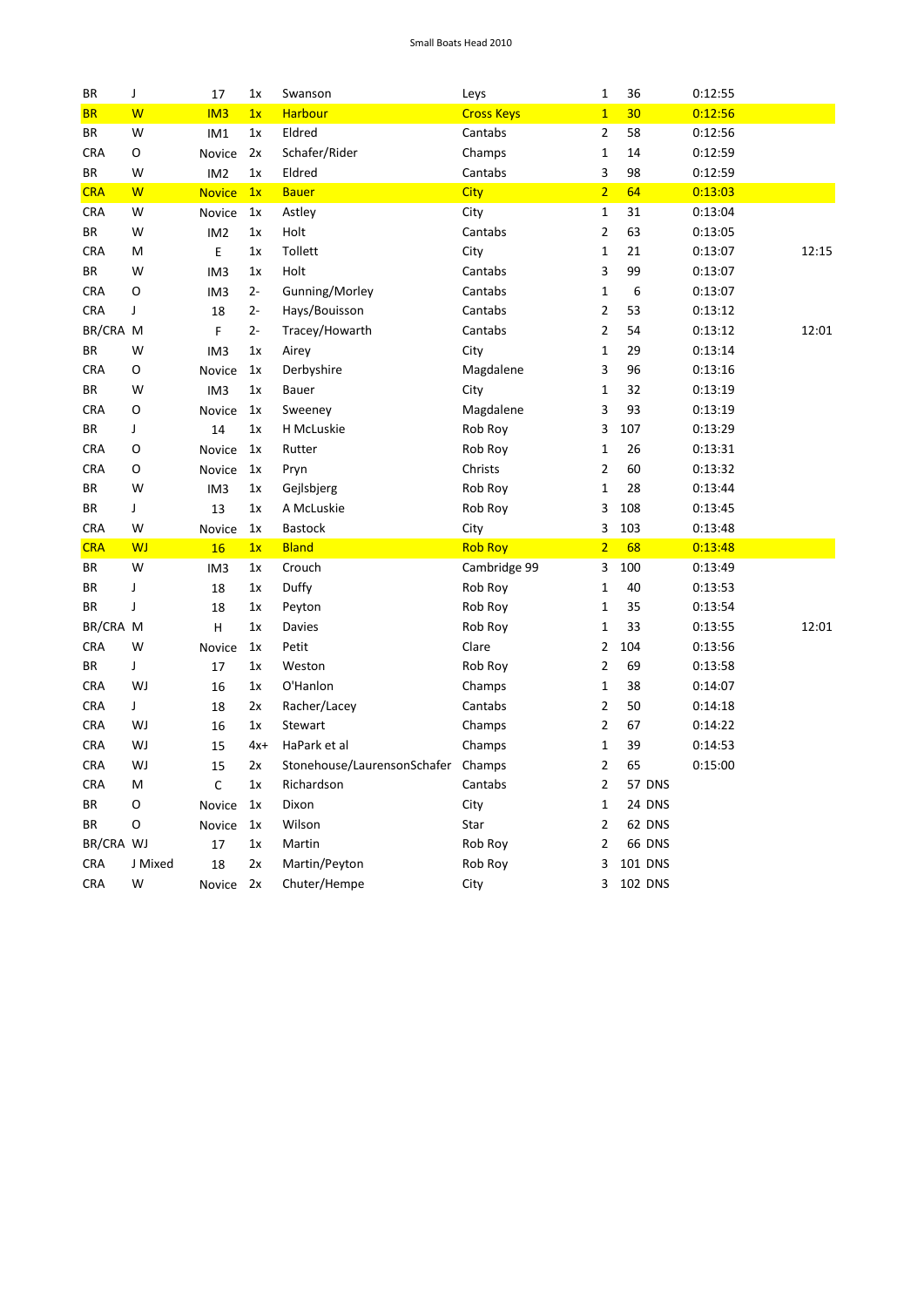| | | | | | | | | | |
|---|---|---|---|---|---|---|---|---|---|
| BR | J | 17 | 1x | Swanson | Leys | 1 | 36 | 0:12:55 | |
| BR | W | IM3 | 1x | Harbour | Cross Keys | 1 | 30 | 0:12:56 | |
| BR | W | IM1 | 1x | Eldred | Cantabs | 2 | 58 | 0:12:56 | |
| CRA | O | Novice | 2x | Schafer/Rider | Champs | 1 | 14 | 0:12:59 | |
| BR | W | IM2 | 1x | Eldred | Cantabs | 3 | 98 | 0:12:59 | |
| CRA | W | Novice | 1x | Bauer | City | 2 | 64 | 0:13:03 | |
| CRA | W | Novice | 1x | Astley | City | 1 | 31 | 0:13:04 | |
| BR | W | IM2 | 1x | Holt | Cantabs | 2 | 63 | 0:13:05 | |
| CRA | M | E | 1x | Tollett | City | 1 | 21 | 0:13:07 | 12:15 |
| BR | W | IM3 | 1x | Holt | Cantabs | 3 | 99 | 0:13:07 | |
| CRA | O | IM3 | 2- | Gunning/Morley | Cantabs | 1 | 6 | 0:13:07 | |
| CRA | J | 18 | 2- | Hays/Bouisson | Cantabs | 2 | 53 | 0:13:12 | |
| BR/CRA | M | F | 2- | Tracey/Howarth | Cantabs | 2 | 54 | 0:13:12 | 12:01 |
| BR | W | IM3 | 1x | Airey | City | 1 | 29 | 0:13:14 | |
| CRA | O | Novice | 1x | Derbyshire | Magdalene | 3 | 96 | 0:13:16 | |
| BR | W | IM3 | 1x | Bauer | City | 1 | 32 | 0:13:19 | |
| CRA | O | Novice | 1x | Sweeney | Magdalene | 3 | 93 | 0:13:19 | |
| BR | J | 14 | 1x | H McLuskie | Rob Roy | 3 | 107 | 0:13:29 | |
| CRA | O | Novice | 1x | Rutter | Rob Roy | 1 | 26 | 0:13:31 | |
| CRA | O | Novice | 1x | Pryn | Christs | 2 | 60 | 0:13:32 | |
| BR | W | IM3 | 1x | Gejlsbjerg | Rob Roy | 1 | 28 | 0:13:44 | |
| BR | J | 13 | 1x | A McLuskie | Rob Roy | 3 | 108 | 0:13:45 | |
| CRA | W | Novice | 1x | Bastock | City | 3 | 103 | 0:13:48 | |
| CRA | WJ | 16 | 1x | Bland | Rob Roy | 2 | 68 | 0:13:48 | |
| BR | W | IM3 | 1x | Crouch | Cambridge 99 | 3 | 100 | 0:13:49 | |
| BR | J | 18 | 1x | Duffy | Rob Roy | 1 | 40 | 0:13:53 | |
| BR | J | 18 | 1x | Peyton | Rob Roy | 1 | 35 | 0:13:54 | |
| BR/CRA | M | H | 1x | Davies | Rob Roy | 1 | 33 | 0:13:55 | 12:01 |
| CRA | W | Novice | 1x | Petit | Clare | 2 | 104 | 0:13:56 | |
| BR | J | 17 | 1x | Weston | Rob Roy | 2 | 69 | 0:13:58 | |
| CRA | WJ | 16 | 1x | O'Hanlon | Champs | 1 | 38 | 0:14:07 | |
| CRA | J | 18 | 2x | Racher/Lacey | Cantabs | 2 | 50 | 0:14:18 | |
| CRA | WJ | 16 | 1x | Stewart | Champs | 2 | 67 | 0:14:22 | |
| CRA | WJ | 15 | 4x+ | HaPark et al | Champs | 1 | 39 | 0:14:53 | |
| CRA | WJ | 15 | 2x | Stonehouse/LaurensonSchafer | Champs | 2 | 65 | 0:15:00 | |
| CRA | M | C | 1x | Richardson | Cantabs | 2 | 57 DNS | | |
| BR | O | Novice | 1x | Dixon | City | 1 | 24 DNS | | |
| BR | O | Novice | 1x | Wilson | Star | 2 | 62 DNS | | |
| BR/CRA | WJ | 17 | 1x | Martin | Rob Roy | 2 | 66 DNS | | |
| CRA | J Mixed | 18 | 2x | Martin/Peyton | Rob Roy | 3 | 101 DNS | | |
| CRA | W | Novice | 2x | Chuter/Hempe | City | 3 | 102 DNS | | |